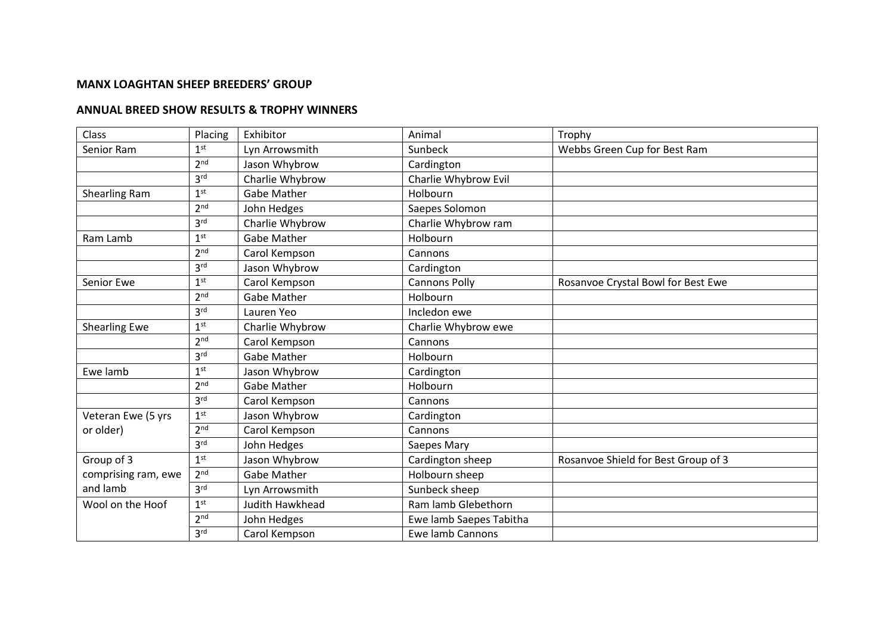**MANX LOAGHTAN SHEEP BREEDERS' GROUP**

**ANNUAL BREED SHOW RESULTS & TROPHY WINNERS**

| Class | Placing | Exhibitor | Animal | Trophy |
|---|---|---|---|---|
| Senior Ram | 1st | Lyn Arrowsmith | Sunbeck | Webbs Green Cup for Best Ram |
| | 2nd | Jason Whybrow | Cardington | |
| | 3rd | Charlie Whybrow | Charlie Whybrow Evil | |
| Shearling Ram | 1st | Gabe Mather | Holbourn | |
| | 2nd | John Hedges | Saepes Solomon | |
| | 3rd | Charlie Whybrow | Charlie Whybrow ram | |
| Ram Lamb | 1st | Gabe Mather | Holbourn | |
| | 2nd | Carol Kempson | Cannons | |
| | 3rd | Jason Whybrow | Cardington | |
| Senior Ewe | 1st | Carol Kempson | Cannons Polly | Rosanvoe Crystal Bowl for Best Ewe |
| | 2nd | Gabe Mather | Holbourn | |
| | 3rd | Lauren Yeo | Incledon ewe | |
| Shearling Ewe | 1st | Charlie Whybrow | Charlie Whybrow ewe | |
| | 2nd | Carol Kempson | Cannons | |
| | 3rd | Gabe Mather | Holbourn | |
| Ewe lamb | 1st | Jason Whybrow | Cardington | |
| | 2nd | Gabe Mather | Holbourn | |
| | 3rd | Carol Kempson | Cannons | |
| Veteran Ewe (5 yrs or older) | 1st | Jason Whybrow | Cardington | |
| | 2nd | Carol Kempson | Cannons | |
| | 3rd | John Hedges | Saepes Mary | |
| Group of 3 comprising ram, ewe and lamb | 1st | Jason Whybrow | Cardington sheep | Rosanvoe Shield for Best Group of 3 |
| | 2nd | Gabe Mather | Holbourn sheep | |
| | 3rd | Lyn Arrowsmith | Sunbeck sheep | |
| Wool on the Hoof | 1st | Judith Hawkhead | Ram lamb Glebethorn | |
| | 2nd | John Hedges | Ewe lamb Saepes Tabitha | |
| | 3rd | Carol Kempson | Ewe lamb Cannons | |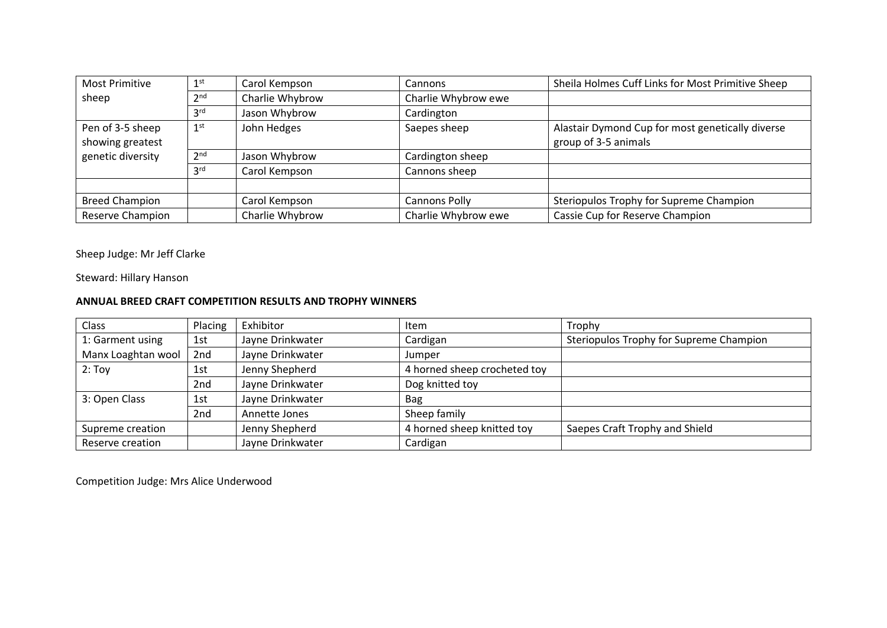| Most Primitive sheep | 1st | Carol Kempson | Cannons | Sheila Holmes Cuff Links for Most Primitive Sheep |
|---|---|---|---|---|
| | 2nd | Charlie Whybrow | Charlie Whybrow ewe | |
| | 3rd | Jason Whybrow | Cardington | |
| Pen of 3-5 sheep showing greatest genetic diversity | 1st | John Hedges | Saepes sheep | Alastair Dymond Cup for most genetically diverse group of 3-5 animals |
| | 2nd | Jason Whybrow | Cardington sheep | |
| | 3rd | Carol Kempson | Cannons sheep | |
| | | | | |
| Breed Champion | | Carol Kempson | Cannons Polly | Steriopulos Trophy for Supreme Champion |
| Reserve Champion | | Charlie Whybrow | Charlie Whybrow ewe | Cassie Cup for Reserve Champion |

Sheep Judge: Mr Jeff Clarke

Steward: Hillary Hanson

**ANNUAL BREED CRAFT COMPETITION RESULTS AND TROPHY WINNERS**

| Class | Placing | Exhibitor | Item | Trophy |
|---|---|---|---|---|
| 1: Garment using Manx Loaghtan wool | 1st | Jayne Drinkwater | Cardigan | Steriopulos Trophy for Supreme Champion |
| | 2nd | Jayne Drinkwater | Jumper | |
| 2: Toy | 1st | Jenny Shepherd | 4 horned sheep crocheted toy | |
| | 2nd | Jayne Drinkwater | Dog knitted toy | |
| 3: Open Class | 1st | Jayne Drinkwater | Bag | |
| | 2nd | Annette Jones | Sheep family | |
| Supreme creation | | Jenny Shepherd | 4 horned sheep knitted toy | Saepes Craft Trophy and Shield |
| Reserve creation | | Jayne Drinkwater | Cardigan | |

Competition Judge: Mrs Alice Underwood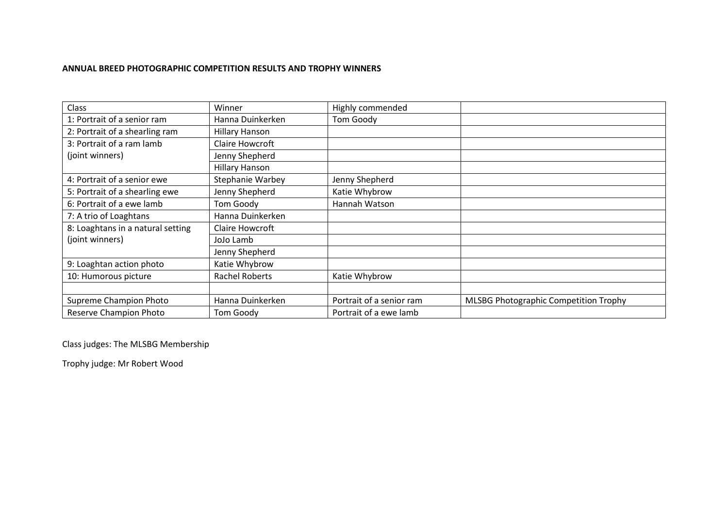**ANNUAL BREED PHOTOGRAPHIC COMPETITION RESULTS AND TROPHY WINNERS**

| Class | Winner | Highly commended | |
|---|---|---|---|
| 1: Portrait of a senior ram | Hanna Duinkerken | Tom Goody | |
| 2: Portrait of a shearling ram | Hillary Hanson | | |
| 3: Portrait of a ram lamb (joint winners) | Claire Howcroft | | |
| | Jenny Shepherd | | |
| | Hillary Hanson | | |
| 4: Portrait of a senior ewe | Stephanie Warbey | Jenny Shepherd | |
| 5: Portrait of a shearling ewe | Jenny Shepherd | Katie Whybrow | |
| 6: Portrait of a ewe lamb | Tom Goody | Hannah Watson | |
| 7: A trio of Loaghtans | Hanna Duinkerken | | |
| 8: Loaghtans in a natural setting (joint winners) | Claire Howcroft | | |
| | JoJo Lamb | | |
| | Jenny Shepherd | | |
| 9: Loaghtan action photo | Katie Whybrow | | |
| 10: Humorous picture | Rachel Roberts | Katie Whybrow | |
| | | | |
| Supreme Champion Photo | Hanna Duinkerken | Portrait of a senior ram | MLSBG Photographic Competition Trophy |
| Reserve Champion Photo | Tom Goody | Portrait of a ewe lamb | |

Class judges: The MLSBG Membership

Trophy judge: Mr Robert Wood